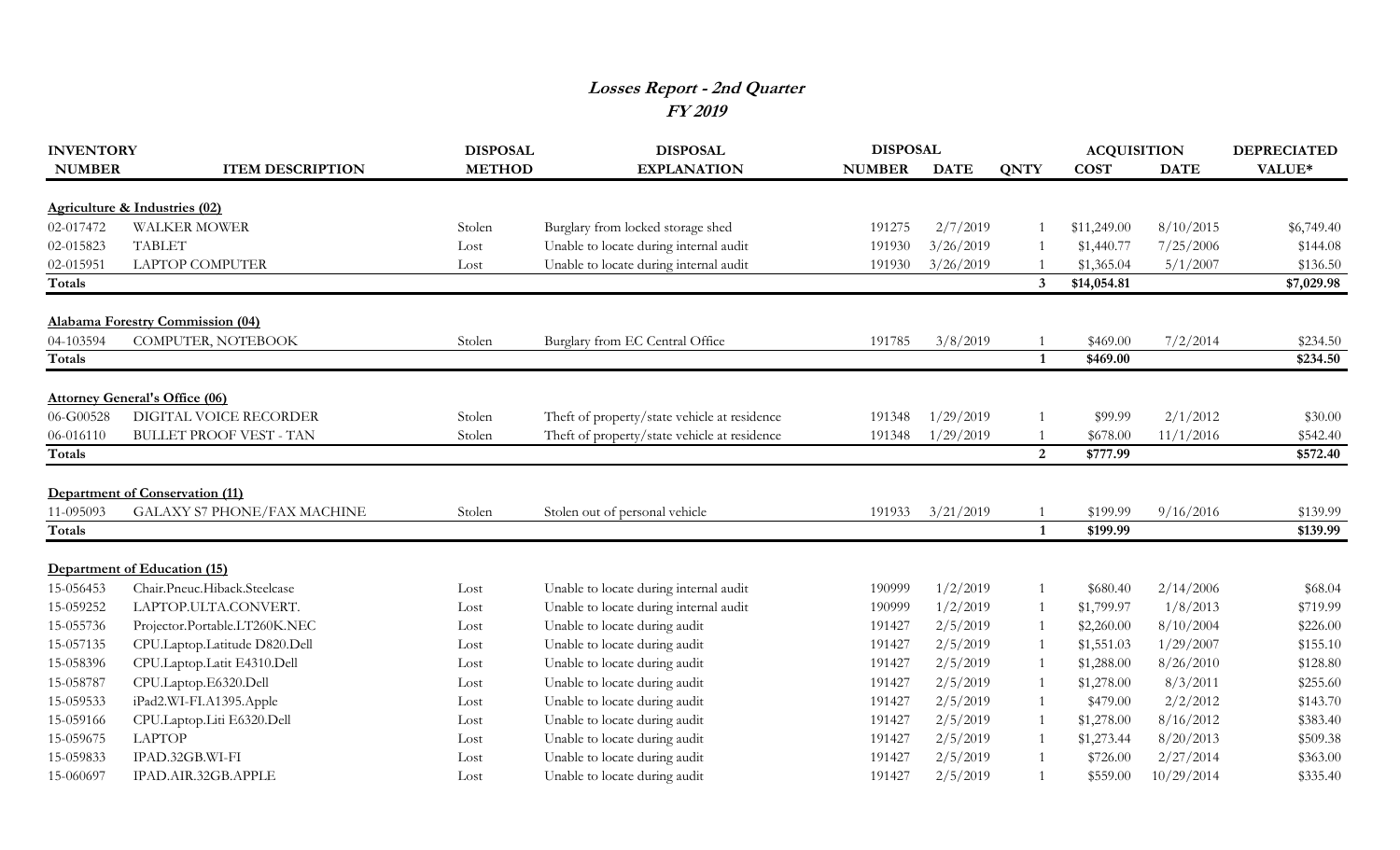# *Losses Report - 2nd Quarter*
## *FY 2019*

| INVENTORY NUMBER | ITEM DESCRIPTION | DISPOSAL METHOD | DISPOSAL EXPLANATION | DISPOSAL NUMBER | DISPOSAL DATE | QNTY | ACQUISITION COST | ACQUISITION DATE | DEPRECIATED VALUE* |
|---|---|---|---|---|---|---|---|---|---|
| **Agriculture & Industries (02)** | | | | | | | | | |
| 02-017472 | WALKER MOWER | Stolen | Burglary from locked storage shed | 191275 | 2/7/2019 | 1 | $11,249.00 | 8/10/2015 | $6,749.40 |
| 02-015823 | TABLET | Lost | Unable to locate during internal audit | 191930 | 3/26/2019 | 1 | $1,440.77 | 7/25/2006 | $144.08 |
| 02-015951 | LAPTOP COMPUTER | Lost | Unable to locate during internal audit | 191930 | 3/26/2019 | 1 | $1,365.04 | 5/1/2007 | $136.50 |
| **Totals** | | | | | | **3** | **$14,054.81** | | **$7,029.98** |
| **Alabama Forestry Commission (04)** | | | | | | | | | |
| 04-103594 | COMPUTER, NOTEBOOK | Stolen | Burglary from EC Central Office | 191785 | 3/8/2019 | 1 | $469.00 | 7/2/2014 | $234.50 |
| **Totals** | | | | | | **1** | **$469.00** | | **$234.50** |
| **Attorney General's Office (06)** | | | | | | | | | |
| 06-G00528 | DIGITAL VOICE RECORDER | Stolen | Theft of property/state vehicle at residence | 191348 | 1/29/2019 | 1 | $99.99 | 2/1/2012 | $30.00 |
| 06-016110 | BULLET PROOF VEST - TAN | Stolen | Theft of property/state vehicle at residence | 191348 | 1/29/2019 | 1 | $678.00 | 11/1/2016 | $542.40 |
| **Totals** | | | | | | **2** | **$777.99** | | **$572.40** |
| **Department of Conservation (11)** | | | | | | | | | |
| 11-095093 | GALAXY S7 PHONE/FAX MACHINE | Stolen | Stolen out of personal vehicle | 191933 | 3/21/2019 | 1 | $199.99 | 9/16/2016 | $139.99 |
| **Totals** | | | | | | **1** | **$199.99** | | **$139.99** |
| **Department of Education (15)** | | | | | | | | | |
| 15-056453 | Chair.Pneuc.Hiback.Steelcase | Lost | Unable to locate during internal audit | 190999 | 1/2/2019 | 1 | $680.40 | 2/14/2006 | $68.04 |
| 15-059252 | LAPTOP.ULTA.CONVERT. | Lost | Unable to locate during internal audit | 190999 | 1/2/2019 | 1 | $1,799.97 | 1/8/2013 | $719.99 |
| 15-055736 | Projector.Portable.LT260K.NEC | Lost | Unable to locate during audit | 191427 | 2/5/2019 | 1 | $2,260.00 | 8/10/2004 | $226.00 |
| 15-057135 | CPU.Laptop.Latitude D820.Dell | Lost | Unable to locate during audit | 191427 | 2/5/2019 | 1 | $1,551.03 | 1/29/2007 | $155.10 |
| 15-058396 | CPU.Laptop.Latit E4310.Dell | Lost | Unable to locate during audit | 191427 | 2/5/2019 | 1 | $1,288.00 | 8/26/2010 | $128.80 |
| 15-058787 | CPU.Laptop.E6320.Dell | Lost | Unable to locate during audit | 191427 | 2/5/2019 | 1 | $1,278.00 | 8/3/2011 | $255.60 |
| 15-059533 | iPad2.WI-FI.A1395.Apple | Lost | Unable to locate during audit | 191427 | 2/5/2019 | 1 | $479.00 | 2/2/2012 | $143.70 |
| 15-059166 | CPU.Laptop.Liti E6320.Dell | Lost | Unable to locate during audit | 191427 | 2/5/2019 | 1 | $1,278.00 | 8/16/2012 | $383.40 |
| 15-059675 | LAPTOP | Lost | Unable to locate during audit | 191427 | 2/5/2019 | 1 | $1,273.44 | 8/20/2013 | $509.38 |
| 15-059833 | IPAD.32GB.WI-FI | Lost | Unable to locate during audit | 191427 | 2/5/2019 | 1 | $726.00 | 2/27/2014 | $363.00 |
| 15-060697 | IPAD.AIR.32GB.APPLE | Lost | Unable to locate during audit | 191427 | 2/5/2019 | 1 | $559.00 | 10/29/2014 | $335.40 |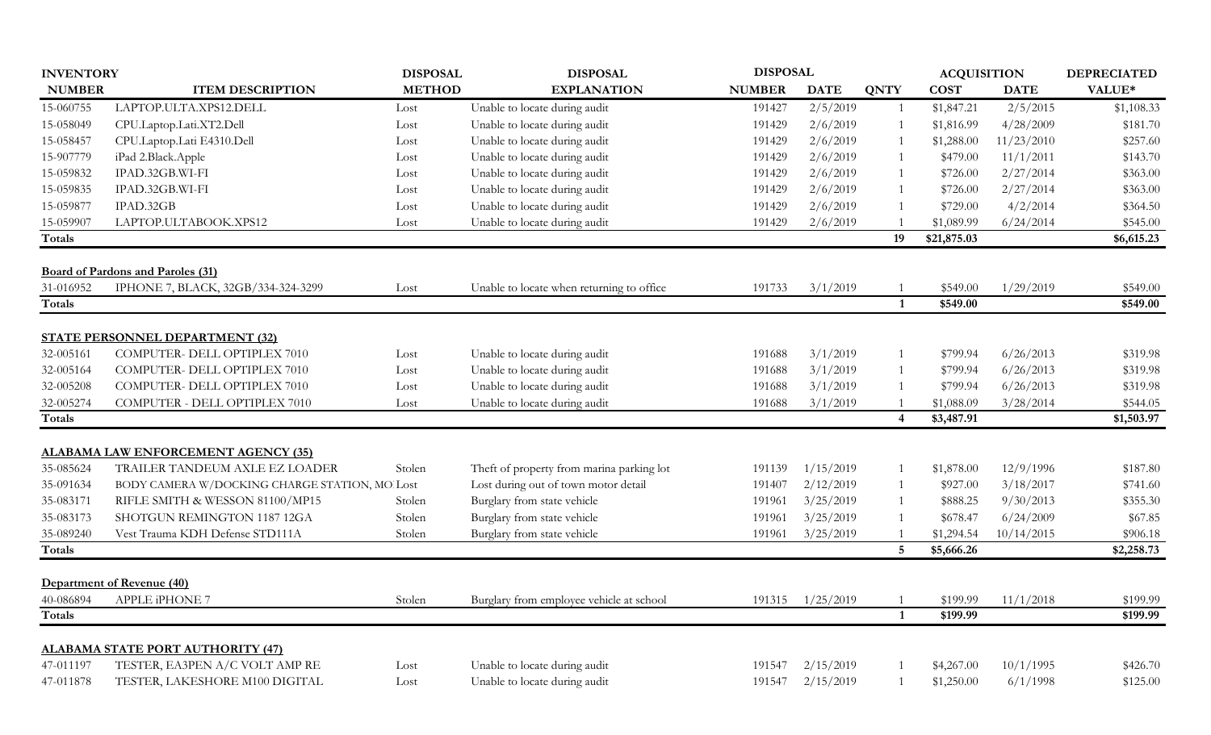| INVENTORY NUMBER | ITEM DESCRIPTION | DISPOSAL METHOD | DISPOSAL EXPLANATION | DISPOSAL NUMBER | DISPOSAL DATE | QNTY | ACQUISITION COST | ACQUISITION DATE | DEPRECIATED VALUE* |
|---|---|---|---|---|---|---|---|---|---|
| 15-060755 | LAPTOP.ULTA.XPS12.DELL | Lost | Unable to locate during audit | 191427 | 2/5/2019 | 1 | $1,847.21 | 2/5/2015 | $1,108.33 |
| 15-058049 | CPU.Laptop.Lati.XT2.Dell | Lost | Unable to locate during audit | 191429 | 2/6/2019 | 1 | $1,816.99 | 4/28/2009 | $181.70 |
| 15-058457 | CPU.Laptop.Lati E4310.Dell | Lost | Unable to locate during audit | 191429 | 2/6/2019 | 1 | $1,288.00 | 11/23/2010 | $257.60 |
| 15-907779 | iPad 2.Black.Apple | Lost | Unable to locate during audit | 191429 | 2/6/2019 | 1 | $479.00 | 11/1/2011 | $143.70 |
| 15-059832 | IPAD.32GB.WI-FI | Lost | Unable to locate during audit | 191429 | 2/6/2019 | 1 | $726.00 | 2/27/2014 | $363.00 |
| 15-059835 | IPAD.32GB.WI-FI | Lost | Unable to locate during audit | 191429 | 2/6/2019 | 1 | $726.00 | 2/27/2014 | $363.00 |
| 15-059877 | IPAD.32GB | Lost | Unable to locate during audit | 191429 | 2/6/2019 | 1 | $729.00 | 4/2/2014 | $364.50 |
| 15-059907 | LAPTOP.ULTABOOK.XPS12 | Lost | Unable to locate during audit | 191429 | 2/6/2019 | 1 | $1,089.99 | 6/24/2014 | $545.00 |
| **Totals** | | | | | | **19** | **$21,875.03** | | **$6,615.23** |
| **Board of Pardons and Paroles (31)** | | | | | | | | | |
| 31-016952 | IPHONE 7, BLACK, 32GB/334-324-3299 | Lost | Unable to locate when returning to office | 191733 | 3/1/2019 | 1 | $549.00 | 1/29/2019 | $549.00 |
| **Totals** | | | | | | **1** | **$549.00** | | **$549.00** |
| **STATE PERSONNEL DEPARTMENT (32)** | | | | | | | | | |
| 32-005161 | COMPUTER- DELL OPTIPLEX 7010 | Lost | Unable to locate during audit | 191688 | 3/1/2019 | 1 | $799.94 | 6/26/2013 | $319.98 |
| 32-005164 | COMPUTER- DELL OPTIPLEX 7010 | Lost | Unable to locate during audit | 191688 | 3/1/2019 | 1 | $799.94 | 6/26/2013 | $319.98 |
| 32-005208 | COMPUTER- DELL OPTIPLEX 7010 | Lost | Unable to locate during audit | 191688 | 3/1/2019 | 1 | $799.94 | 6/26/2013 | $319.98 |
| 32-005274 | COMPUTER - DELL OPTIPLEX 7010 | Lost | Unable to locate during audit | 191688 | 3/1/2019 | 1 | $1,088.09 | 3/28/2014 | $544.05 |
| **Totals** | | | | | | **4** | **$3,487.91** | | **$1,503.97** |
| **ALABAMA LAW ENFORCEMENT AGENCY (35)** | | | | | | | | | |
| 35-085624 | TRAILER TANDEUM AXLE EZ LOADER | Stolen | Theft of property from marina parking lot | 191139 | 1/15/2019 | 1 | $1,878.00 | 12/9/1996 | $187.80 |
| 35-091634 | BODY CAMERA W/DOCKING CHARGE STATION, MO | Lost | Lost during out of town motor detail | 191407 | 2/12/2019 | 1 | $927.00 | 3/18/2017 | $741.60 |
| 35-083171 | RIFLE SMITH & WESSON 81100/MP15 | Stolen | Burglary from state vehicle | 191961 | 3/25/2019 | 1 | $888.25 | 9/30/2013 | $355.30 |
| 35-083173 | SHOTGUN REMINGTON 1187 12GA | Stolen | Burglary from state vehicle | 191961 | 3/25/2019 | 1 | $678.47 | 6/24/2009 | $67.85 |
| 35-089240 | Vest Trauma KDH Defense STD111A | Stolen | Burglary from state vehicle | 191961 | 3/25/2019 | 1 | $1,294.54 | 10/14/2015 | $906.18 |
| **Totals** | | | | | | **5** | **$5,666.26** | | **$2,258.73** |
| **Department of Revenue (40)** | | | | | | | | | |
| 40-086894 | APPLE iPHONE 7 | Stolen | Burglary from employee vehicle at school | 191315 | 1/25/2019 | 1 | $199.99 | 11/1/2018 | $199.99 |
| **Totals** | | | | | | **1** | **$199.99** | | **$199.99** |
| **ALABAMA STATE PORT AUTHORITY (47)** | | | | | | | | | |
| 47-011197 | TESTER, EA3PEN A/C VOLT AMP RE | Lost | Unable to locate during audit | 191547 | 2/15/2019 | 1 | $4,267.00 | 10/1/1995 | $426.70 |
| 47-011878 | TESTER, LAKESHORE M100 DIGITAL | Lost | Unable to locate during audit | 191547 | 2/15/2019 | 1 | $1,250.00 | 6/1/1998 | $125.00 |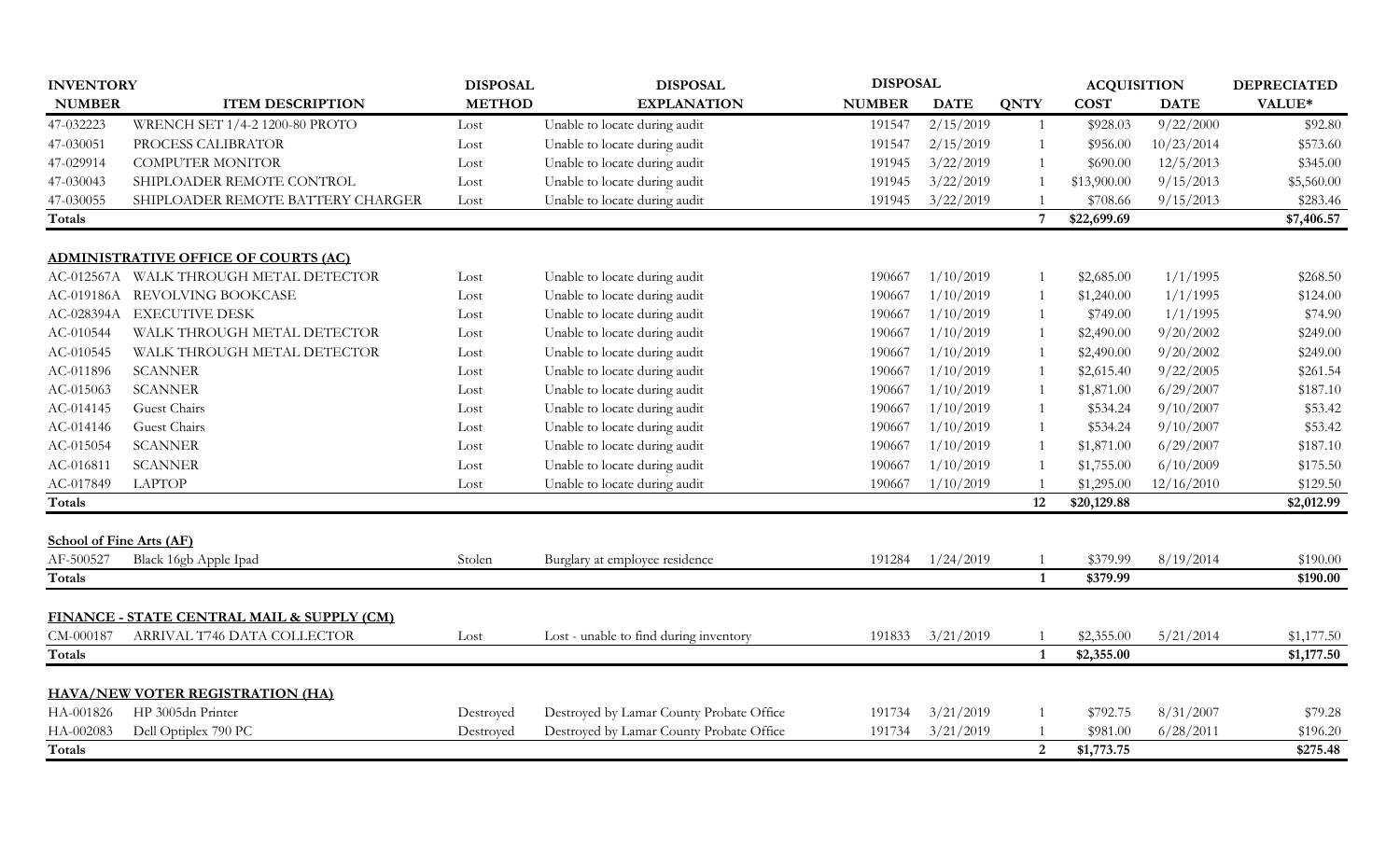| INVENTORY NUMBER | ITEM DESCRIPTION | DISPOSAL METHOD | DISPOSAL EXPLANATION | DISPOSAL NUMBER | DISPOSAL DATE | QNTY | ACQUISITION COST | ACQUISITION DATE | DEPRECIATED VALUE* |
|---|---|---|---|---|---|---|---|---|---|
| 47-032223 | WRENCH SET 1/4-2 1200-80 PROTO | Lost | Unable to locate during audit | 191547 | 2/15/2019 | 1 | $928.03 | 9/22/2000 | $92.80 |
| 47-030051 | PROCESS CALIBRATOR | Lost | Unable to locate during audit | 191547 | 2/15/2019 | 1 | $956.00 | 10/23/2014 | $573.60 |
| 47-029914 | COMPUTER MONITOR | Lost | Unable to locate during audit | 191945 | 3/22/2019 | 1 | $690.00 | 12/5/2013 | $345.00 |
| 47-030043 | SHIPLOADER REMOTE CONTROL | Lost | Unable to locate during audit | 191945 | 3/22/2019 | 1 | $13,900.00 | 9/15/2013 | $5,560.00 |
| 47-030055 | SHIPLOADER REMOTE BATTERY CHARGER | Lost | Unable to locate during audit | 191945 | 3/22/2019 | 1 | $708.66 | 9/15/2013 | $283.46 |
| **Totals** | | | | | | **7** | **$22,699.69** | | **$7,406.57** |
| **ADMINISTRATIVE OFFICE OF COURTS (AC)** | | | | | | | | | |
| AC-012567A | WALK THROUGH METAL DETECTOR | Lost | Unable to locate during audit | 190667 | 1/10/2019 | 1 | $2,685.00 | 1/1/1995 | $268.50 |
| AC-019186A | REVOLVING BOOKCASE | Lost | Unable to locate during audit | 190667 | 1/10/2019 | 1 | $1,240.00 | 1/1/1995 | $124.00 |
| AC-028394A | EXECUTIVE DESK | Lost | Unable to locate during audit | 190667 | 1/10/2019 | 1 | $749.00 | 1/1/1995 | $74.90 |
| AC-010544 | WALK THROUGH METAL DETECTOR | Lost | Unable to locate during audit | 190667 | 1/10/2019 | 1 | $2,490.00 | 9/20/2002 | $249.00 |
| AC-010545 | WALK THROUGH METAL DETECTOR | Lost | Unable to locate during audit | 190667 | 1/10/2019 | 1 | $2,490.00 | 9/20/2002 | $249.00 |
| AC-011896 | SCANNER | Lost | Unable to locate during audit | 190667 | 1/10/2019 | 1 | $2,615.40 | 9/22/2005 | $261.54 |
| AC-015063 | SCANNER | Lost | Unable to locate during audit | 190667 | 1/10/2019 | 1 | $1,871.00 | 6/29/2007 | $187.10 |
| AC-014145 | Guest Chairs | Lost | Unable to locate during audit | 190667 | 1/10/2019 | 1 | $534.24 | 9/10/2007 | $53.42 |
| AC-014146 | Guest Chairs | Lost | Unable to locate during audit | 190667 | 1/10/2019 | 1 | $534.24 | 9/10/2007 | $53.42 |
| AC-015054 | SCANNER | Lost | Unable to locate during audit | 190667 | 1/10/2019 | 1 | $1,871.00 | 6/29/2007 | $187.10 |
| AC-016811 | SCANNER | Lost | Unable to locate during audit | 190667 | 1/10/2019 | 1 | $1,755.00 | 6/10/2009 | $175.50 |
| AC-017849 | LAPTOP | Lost | Unable to locate during audit | 190667 | 1/10/2019 | 1 | $1,295.00 | 12/16/2010 | $129.50 |
| **Totals** | | | | | | **12** | **$20,129.88** | | **$2,012.99** |
| **School of Fine Arts (AF)** | | | | | | | | | |
| AF-500527 | Black 16gb Apple Ipad | Stolen | Burglary at employee residence | 191284 | 1/24/2019 | 1 | $379.99 | 8/19/2014 | $190.00 |
| **Totals** | | | | | | **1** | **$379.99** | | **$190.00** |
| **FINANCE - STATE CENTRAL MAIL & SUPPLY (CM)** | | | | | | | | | |
| CM-000187 | ARRIVAL T746 DATA COLLECTOR | Lost | Lost - unable to find during inventory | 191833 | 3/21/2019 | 1 | $2,355.00 | 5/21/2014 | $1,177.50 |
| **Totals** | | | | | | **1** | **$2,355.00** | | **$1,177.50** |
| **HAVA/NEW VOTER REGISTRATION (HA)** | | | | | | | | | |
| HA-001826 | HP 3005dn Printer | Destroyed | Destroyed by Lamar County Probate Office | 191734 | 3/21/2019 | 1 | $792.75 | 8/31/2007 | $79.28 |
| HA-002083 | Dell Optiplex 790 PC | Destroyed | Destroyed by Lamar County Probate Office | 191734 | 3/21/2019 | 1 | $981.00 | 6/28/2011 | $196.20 |
| **Totals** | | | | | | **2** | **$1,773.75** | | **$275.48** |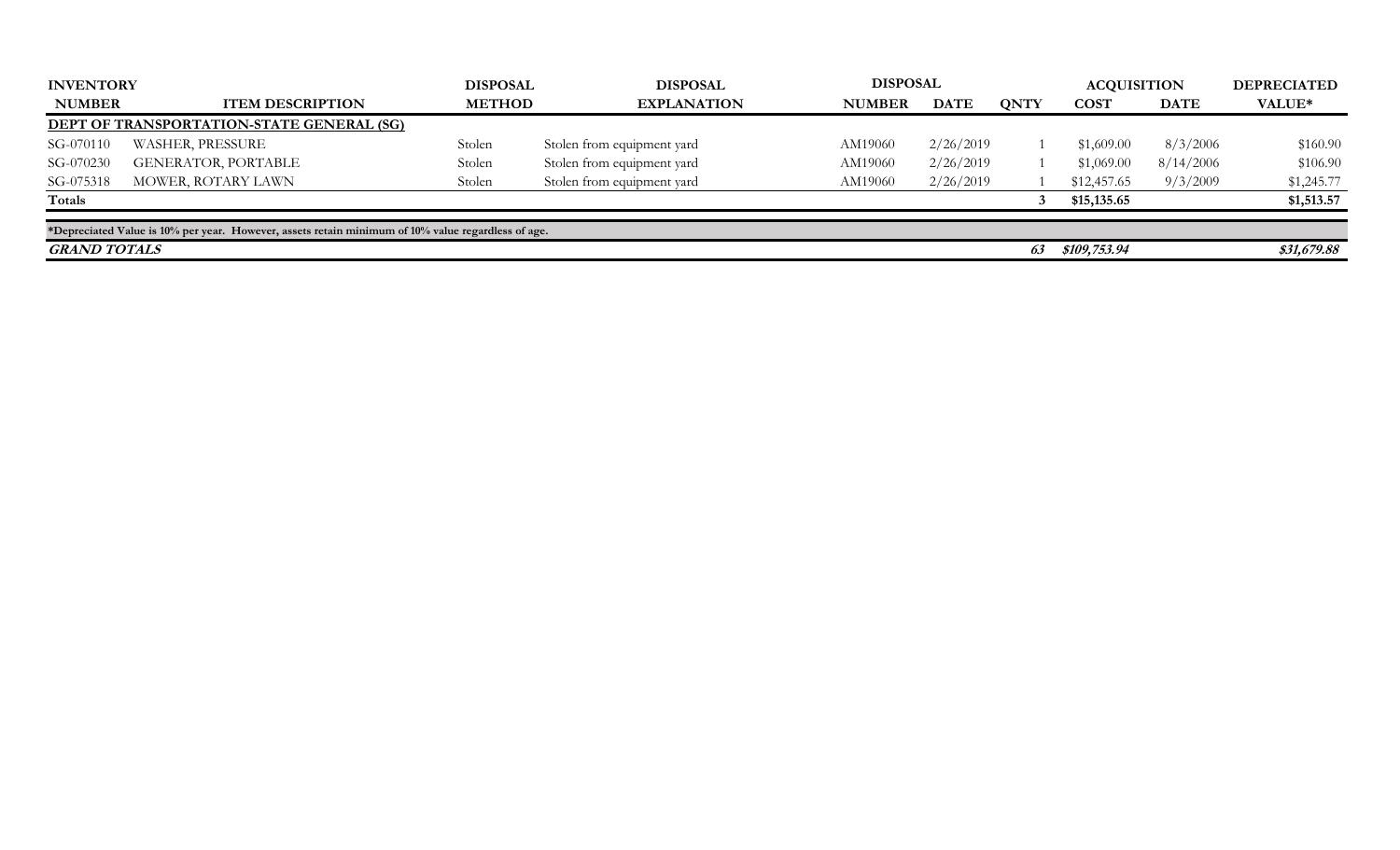| INVENTORY NUMBER | ITEM DESCRIPTION | DISPOSAL METHOD | DISPOSAL EXPLANATION | DISPOSAL NUMBER | DISPOSAL DATE | QNTY | ACQUISITION COST | ACQUISITION DATE | DEPRECIATED VALUE* |
|---|---|---|---|---|---|---|---|---|---|
| **DEPT OF TRANSPORTATION-STATE GENERAL (SG)** | | | | | | | | | |
| SG-070110 | WASHER, PRESSURE | Stolen | Stolen from equipment yard | AM19060 | 2/26/2019 | 1 | $1,609.00 | 8/3/2006 | $160.90 |
| SG-070230 | GENERATOR, PORTABLE | Stolen | Stolen from equipment yard | AM19060 | 2/26/2019 | 1 | $1,069.00 | 8/14/2006 | $106.90 |
| SG-075318 | MOWER, ROTARY LAWN | Stolen | Stolen from equipment yard | AM19060 | 2/26/2019 | 1 | $12,457.65 | 9/3/2009 | $1,245.77 |
| **Totals** | | | | | | **3** | **$15,135.65** | | **$1,513.57** |
| ***GRAND TOTALS*** | | | | | | ***63*** | ***$109,753.94*** | | ***$31,679.88*** |

**\*Depreciated Value is 10% per year. However, assets retain minimum of 10% value regardless of age.**